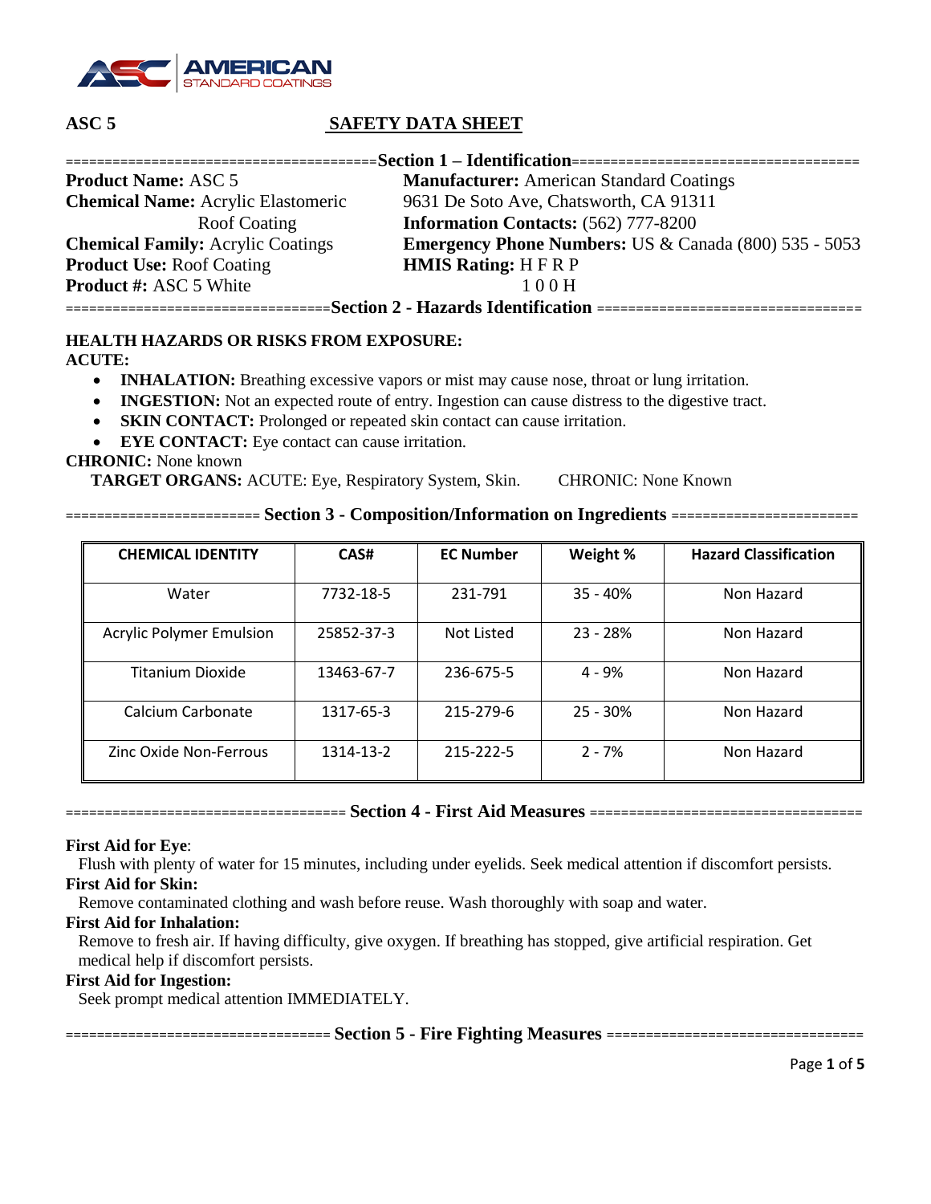**ASC 5** **SAFETY DATA SHEET**

## Section 1 – Identification

**Product Name:** ASC 5
**Chemical Name:** Acrylic Elastomeric Roof Coating
**Chemical Family:** Acrylic Coatings
**Product Use:** Roof Coating
**Product #:** ASC 5 White

**Manufacturer:** American Standard Coatings
9631 De Soto Ave, Chatsworth, CA 91311
**Information Contacts:** (562) 777-8200
**Emergency Phone Numbers:** US & Canada (800) 535 - 5053
**HMIS Rating:** H F R P
1 0 0 H

## Section 2 - Hazards Identification

**HEALTH HAZARDS OR RISKS FROM EXPOSURE:**
**ACUTE:**

- **INHALATION:** Breathing excessive vapors or mist may cause nose, throat or lung irritation.
- **INGESTION:** Not an expected route of entry. Ingestion can cause distress to the digestive tract.
- **SKIN CONTACT:** Prolonged or repeated skin contact can cause irritation.
- **EYE CONTACT:** Eye contact can cause irritation.

**CHRONIC:** None known
**TARGET ORGANS:** ACUTE: Eye, Respiratory System, Skin. CHRONIC: None Known

## Section 3 - Composition/Information on Ingredients

| CHEMICAL IDENTITY | CAS# | EC Number | Weight % | Hazard Classification |
|---|---|---|---|---|
| Water | 7732-18-5 | 231-791 | 35 - 40% | Non Hazard |
| Acrylic Polymer Emulsion | 25852-37-3 | Not Listed | 23 - 28% | Non Hazard |
| Titanium Dioxide | 13463-67-7 | 236-675-5 | 4 - 9% | Non Hazard |
| Calcium Carbonate | 1317-65-3 | 215-279-6 | 25 - 30% | Non Hazard |
| Zinc Oxide Non-Ferrous | 1314-13-2 | 215-222-5 | 2 - 7% | Non Hazard |

## Section 4 - First Aid Measures

**First Aid for Eye**:
Flush with plenty of water for 15 minutes, including under eyelids. Seek medical attention if discomfort persists.

**First Aid for Skin:**
Remove contaminated clothing and wash before reuse. Wash thoroughly with soap and water.

**First Aid for Inhalation:**
Remove to fresh air. If having difficulty, give oxygen. If breathing has stopped, give artificial respiration. Get medical help if discomfort persists.

**First Aid for Ingestion:**
Seek prompt medical attention IMMEDIATELY.

## Section 5 - Fire Fighting Measures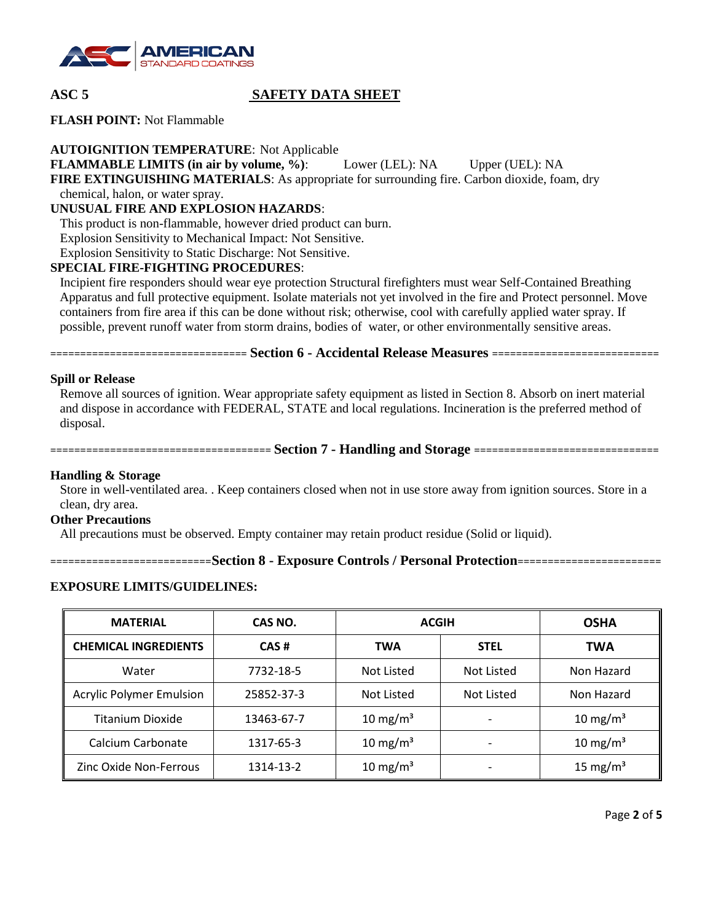**ASC 5** **SAFETY DATA SHEET**

**FLASH POINT:** Not Flammable

**AUTOIGNITION TEMPERATURE**: Not Applicable

**FLAMMABLE LIMITS (in air by volume, %)**: Lower (LEL): NA Upper (UEL): NA

**FIRE EXTINGUISHING MATERIALS**: As appropriate for surrounding fire. Carbon dioxide, foam, dry chemical, halon, or water spray.

**UNUSUAL FIRE AND EXPLOSION HAZARDS**:

This product is non-flammable, however dried product can burn.
Explosion Sensitivity to Mechanical Impact: Not Sensitive.
Explosion Sensitivity to Static Discharge: Not Sensitive.

**SPECIAL FIRE-FIGHTING PROCEDURES**:

Incipient fire responders should wear eye protection Structural firefighters must wear Self-Contained Breathing Apparatus and full protective equipment. Isolate materials not yet involved in the fire and Protect personnel. Move containers from fire area if this can be done without risk; otherwise, cool with carefully applied water spray. If possible, prevent runoff water from storm drains, bodies of water, or other environmentally sensitive areas.

## Section 6 - Accidental Release Measures

**Spill or Release**

Remove all sources of ignition. Wear appropriate safety equipment as listed in Section 8. Absorb on inert material and dispose in accordance with FEDERAL, STATE and local regulations. Incineration is the preferred method of disposal.

## Section 7 - Handling and Storage

**Handling & Storage**

Store in well-ventilated area. . Keep containers closed when not in use store away from ignition sources. Store in a clean, dry area.

**Other Precautions**

All precautions must be observed. Empty container may retain product residue (Solid or liquid).

## Section 8 - Exposure Controls / Personal Protection

**EXPOSURE LIMITS/GUIDELINES:**

| MATERIAL | CAS NO. | ACGIH | | OSHA |
|---|---|---|---|---|
| CHEMICAL INGREDIENTS | CAS # | TWA | STEL | TWA |
| Water | 7732-18-5 | Not Listed | Not Listed | Non Hazard |
| Acrylic Polymer Emulsion | 25852-37-3 | Not Listed | Not Listed | Non Hazard |
| Titanium Dioxide | 13463-67-7 | 10 mg/m³ | - | 10 mg/m³ |
| Calcium Carbonate | 1317-65-3 | 10 mg/m³ | - | 10 mg/m³ |
| Zinc Oxide Non-Ferrous | 1314-13-2 | 10 mg/m³ | - | 15 mg/m³ |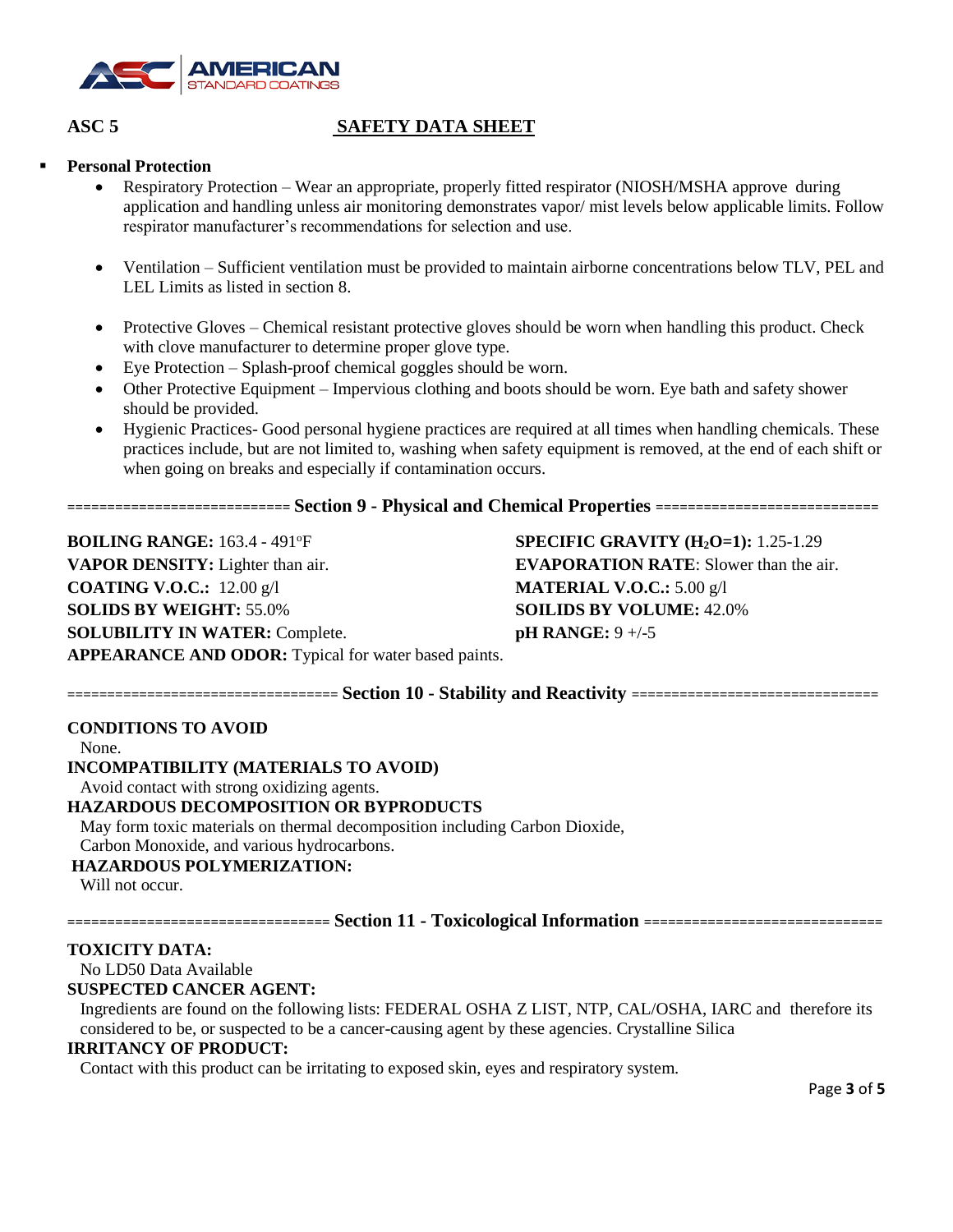ASC 5 **SAFETY DATA SHEET**

- **Personal Protection**
  - Respiratory Protection – Wear an appropriate, properly fitted respirator (NIOSH/MSHA approve during application and handling unless air monitoring demonstrates vapor/ mist levels below applicable limits. Follow respirator manufacturer's recommendations for selection and use.
  - Ventilation – Sufficient ventilation must be provided to maintain airborne concentrations below TLV, PEL and LEL Limits as listed in section 8.
  - Protective Gloves – Chemical resistant protective gloves should be worn when handling this product. Check with clove manufacturer to determine proper glove type.
  - Eye Protection – Splash-proof chemical goggles should be worn.
  - Other Protective Equipment – Impervious clothing and boots should be worn. Eye bath and safety shower should be provided.
  - Hygienic Practices- Good personal hygiene practices are required at all times when handling chemicals. These practices include, but are not limited to, washing when safety equipment is removed, at the end of each shift or when going on breaks and especially if contamination occurs.

## Section 9 - Physical and Chemical Properties

**BOILING RANGE:** 163.4 - 491°F

**SPECIFIC GRAVITY ($H_2O$=1):** 1.25-1.29

**VAPOR DENSITY:** Lighter than air.

**EVAPORATION RATE**: Slower than the air.

**COATING V.O.C.:** 12.00 g/l

**MATERIAL V.O.C.:** 5.00 g/l

**SOLIDS BY WEIGHT:** 55.0%

**SOILIDS BY VOLUME:** 42.0%

**SOLUBILITY IN WATER:** Complete.

**pH RANGE:** 9 +/-5

**APPEARANCE AND ODOR:** Typical for water based paints.

## Section 10 - Stability and Reactivity

**CONDITIONS TO AVOID**

None.

**INCOMPATIBILITY (MATERIALS TO AVOID)**

Avoid contact with strong oxidizing agents.

**HAZARDOUS DECOMPOSITION OR BYPRODUCTS**

May form toxic materials on thermal decomposition including Carbon Dioxide, Carbon Monoxide, and various hydrocarbons.

**HAZARDOUS POLYMERIZATION:**

Will not occur.

## Section 11 - Toxicological Information

**TOXICITY DATA:**

No LD50 Data Available

**SUSPECTED CANCER AGENT:**

Ingredients are found on the following lists: FEDERAL OSHA Z LIST, NTP, CAL/OSHA, IARC and therefore its considered to be, or suspected to be a cancer-causing agent by these agencies. Crystalline Silica

**IRRITANCY OF PRODUCT:**

Contact with this product can be irritating to exposed skin, eyes and respiratory system.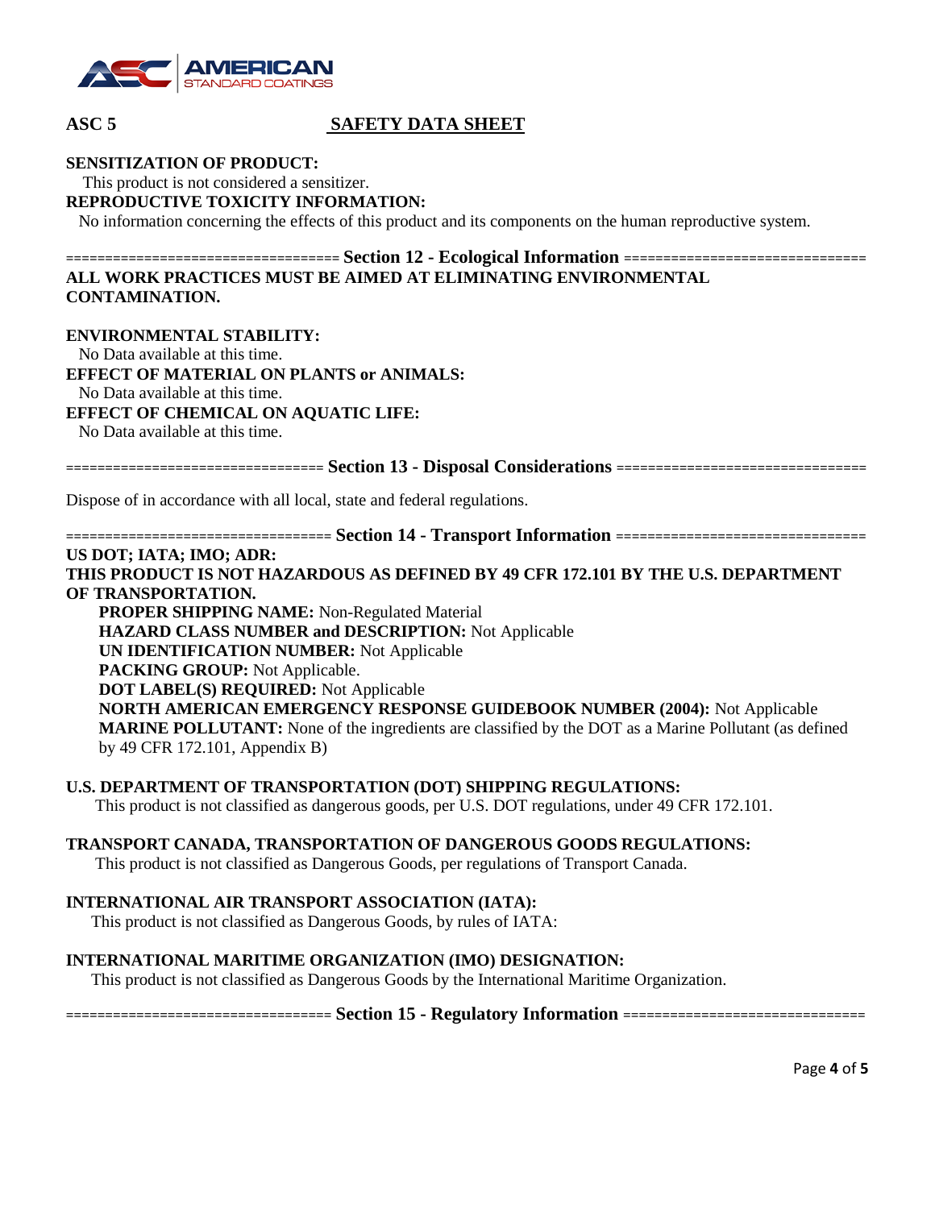**SENSITIZATION OF PRODUCT:**

This product is not considered a sensitizer.

**REPRODUCTIVE TOXICITY INFORMATION:**

No information concerning the effects of this product and its components on the human reproductive system.

## Section 12 - Ecological Information

**ALL WORK PRACTICES MUST BE AIMED AT ELIMINATING ENVIRONMENTAL CONTAMINATION.**

**ENVIRONMENTAL STABILITY:**

No Data available at this time.

**EFFECT OF MATERIAL ON PLANTS or ANIMALS:**

No Data available at this time.

**EFFECT OF CHEMICAL ON AQUATIC LIFE:**

No Data available at this time.

## Section 13 - Disposal Considerations

Dispose of in accordance with all local, state and federal regulations.

## Section 14 - Transport Information

**US DOT; IATA; IMO; ADR:**

**THIS PRODUCT IS NOT HAZARDOUS AS DEFINED BY 49 CFR 172.101 BY THE U.S. DEPARTMENT OF TRANSPORTATION.**

**PROPER SHIPPING NAME:** Non-Regulated Material

**HAZARD CLASS NUMBER and DESCRIPTION:** Not Applicable

**UN IDENTIFICATION NUMBER:** Not Applicable

**PACKING GROUP:** Not Applicable.

**DOT LABEL(S) REQUIRED:** Not Applicable

**NORTH AMERICAN EMERGENCY RESPONSE GUIDEBOOK NUMBER (2004):** Not Applicable

**MARINE POLLUTANT:** None of the ingredients are classified by the DOT as a Marine Pollutant (as defined by 49 CFR 172.101, Appendix B)

**U.S. DEPARTMENT OF TRANSPORTATION (DOT) SHIPPING REGULATIONS:**

This product is not classified as dangerous goods, per U.S. DOT regulations, under 49 CFR 172.101.

**TRANSPORT CANADA, TRANSPORTATION OF DANGEROUS GOODS REGULATIONS:**

This product is not classified as Dangerous Goods, per regulations of Transport Canada.

**INTERNATIONAL AIR TRANSPORT ASSOCIATION (IATA):**

This product is not classified as Dangerous Goods, by rules of IATA:

**INTERNATIONAL MARITIME ORGANIZATION (IMO) DESIGNATION:**

This product is not classified as Dangerous Goods by the International Maritime Organization.

## Section 15 - Regulatory Information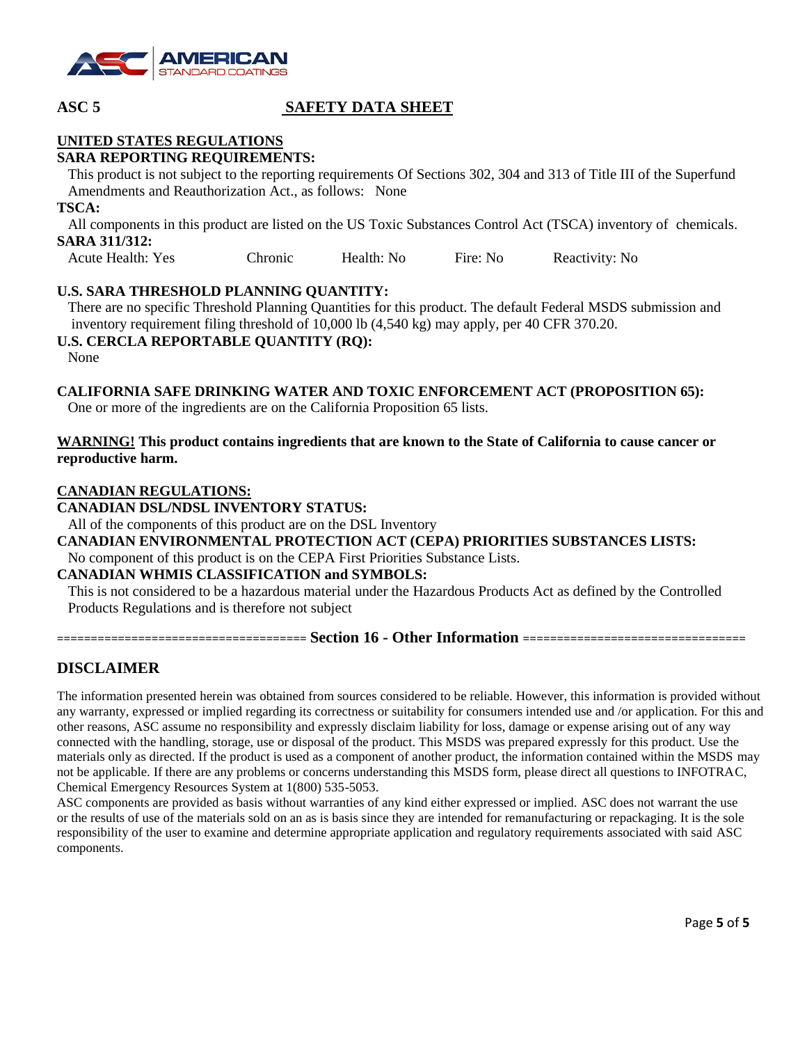ASC 5 **SAFETY DATA SHEET**

## UNITED STATES REGULATIONS

**SARA REPORTING REQUIREMENTS:**

This product is not subject to the reporting requirements Of Sections 302, 304 and 313 of Title III of the Superfund Amendments and Reauthorization Act., as follows: None

**TSCA:**

All components in this product are listed on the US Toxic Substances Control Act (TSCA) inventory of chemicals.

**SARA 311/312:**

Acute Health: Yes Chronic Health: No Fire: No Reactivity: No

**U.S. SARA THRESHOLD PLANNING QUANTITY:**

There are no specific Threshold Planning Quantities for this product. The default Federal MSDS submission and inventory requirement filing threshold of 10,000 lb (4,540 kg) may apply, per 40 CFR 370.20.

**U.S. CERCLA REPORTABLE QUANTITY (RQ):**

None

**CALIFORNIA SAFE DRINKING WATER AND TOXIC ENFORCEMENT ACT (PROPOSITION 65):**

One or more of the ingredients are on the California Proposition 65 lists.

**WARNING! This product contains ingredients that are known to the State of California to cause cancer or reproductive harm.**

## CANADIAN REGULATIONS:

**CANADIAN DSL/NDSL INVENTORY STATUS:**

All of the components of this product are on the DSL Inventory

**CANADIAN ENVIRONMENTAL PROTECTION ACT (CEPA) PRIORITIES SUBSTANCES LISTS:**

No component of this product is on the CEPA First Priorities Substance Lists.

**CANADIAN WHMIS CLASSIFICATION and SYMBOLS:**

This is not considered to be a hazardous material under the Hazardous Products Act as defined by the Controlled Products Regulations and is therefore not subject

## Section 16 - Other Information

## DISCLAIMER

The information presented herein was obtained from sources considered to be reliable. However, this information is provided without any warranty, expressed or implied regarding its correctness or suitability for consumers intended use and /or application. For this and other reasons, ASC assume no responsibility and expressly disclaim liability for loss, damage or expense arising out of any way connected with the handling, storage, use or disposal of the product. This MSDS was prepared expressly for this product. Use the materials only as directed. If the product is used as a component of another product, the information contained within the MSDS may not be applicable. If there are any problems or concerns understanding this MSDS form, please direct all questions to INFOTRAC, Chemical Emergency Resources System at 1(800) 535-5053.

ASC components are provided as basis without warranties of any kind either expressed or implied. ASC does not warrant the use or the results of use of the materials sold on an as is basis since they are intended for remanufacturing or repackaging. It is the sole responsibility of the user to examine and determine appropriate application and regulatory requirements associated with said ASC components.